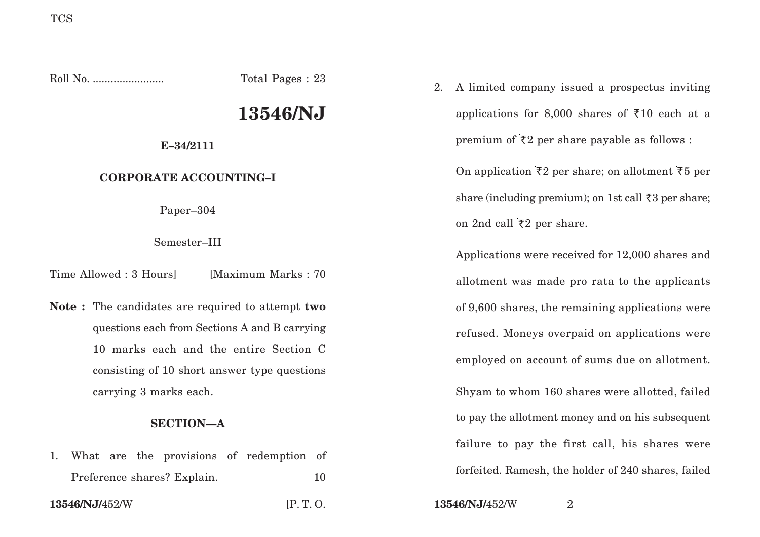TCS

Roll No. ........................ Total Pages : 23

# 13546/NJ

**E–34/2111**

## CORPORATE ACCOUNTING–I

Paper–304

Semester–III

Time Allowed : 3 Hours] [Maximum Marks : 70

**Note :** The candidates are required to attempt **two** questions each from Sections A and B carrying 10 marks each and the entire Section C consisting of 10 short answer type questions carrying 3 marks each.

### SECTION—A

1. What are the provisions of redemption of Preference shares? Explain. 10

2. A limited company issued a prospectus inviting applications for 8,000 shares of ₹10 each at a premium of ₹2 per share payable as follows :

   On application ₹2 per share; on allotment ₹5 per share (including premium); on 1st call ₹3 per share; on 2nd call ₹2 per share.

   Applications were received for 12,000 shares and allotment was made pro rata to the applicants of 9,600 shares, the remaining applications were refused. Moneys overpaid on applications were employed on account of sums due on allotment.

   Shyam to whom 160 shares were allotted, failed to pay the allotment money and on his subsequent failure to pay the first call, his shares were forfeited. Ramesh, the holder of 240 shares, failed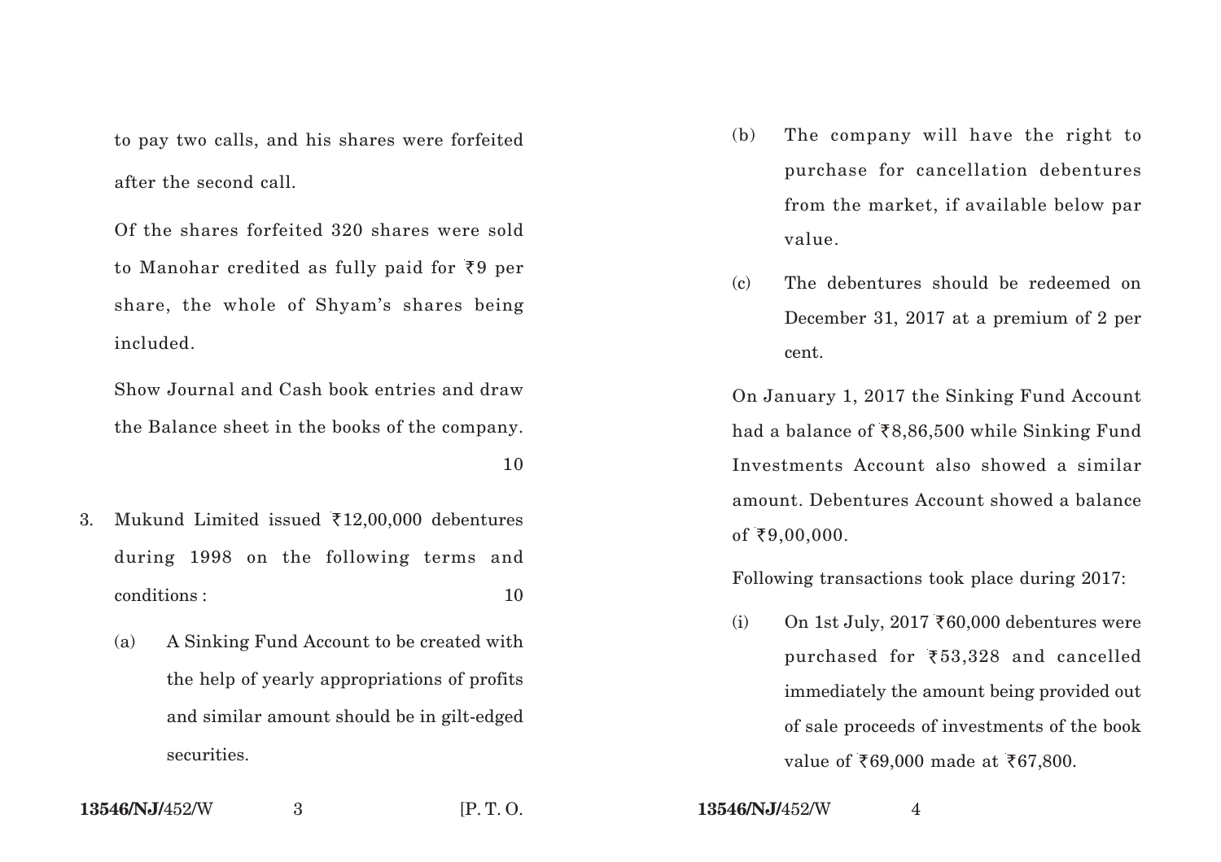to pay two calls, and his shares were forfeited after the second call.

Of the shares forfeited 320 shares were sold to Manohar credited as fully paid for ₹9 per share, the whole of Shyam's shares being included.

Show Journal and Cash book entries and draw the Balance sheet in the books of the company. 10

3. Mukund Limited issued ₹12,00,000 debentures during 1998 on the following terms and conditions : 10

   (a) A Sinking Fund Account to be created with the help of yearly appropriations of profits and similar amount should be in gilt-edged securities.

   (b) The company will have the right to purchase for cancellation debentures from the market, if available below par value.

   (c) The debentures should be redeemed on December 31, 2017 at a premium of 2 per cent.

On January 1, 2017 the Sinking Fund Account had a balance of ₹8,86,500 while Sinking Fund Investments Account also showed a similar amount. Debentures Account showed a balance of ₹9,00,000.

Following transactions took place during 2017:

   (i) On 1st July, 2017 ₹60,000 debentures were purchased for ₹53,328 and cancelled immediately the amount being provided out of sale proceeds of investments of the book value of ₹69,000 made at ₹67,800.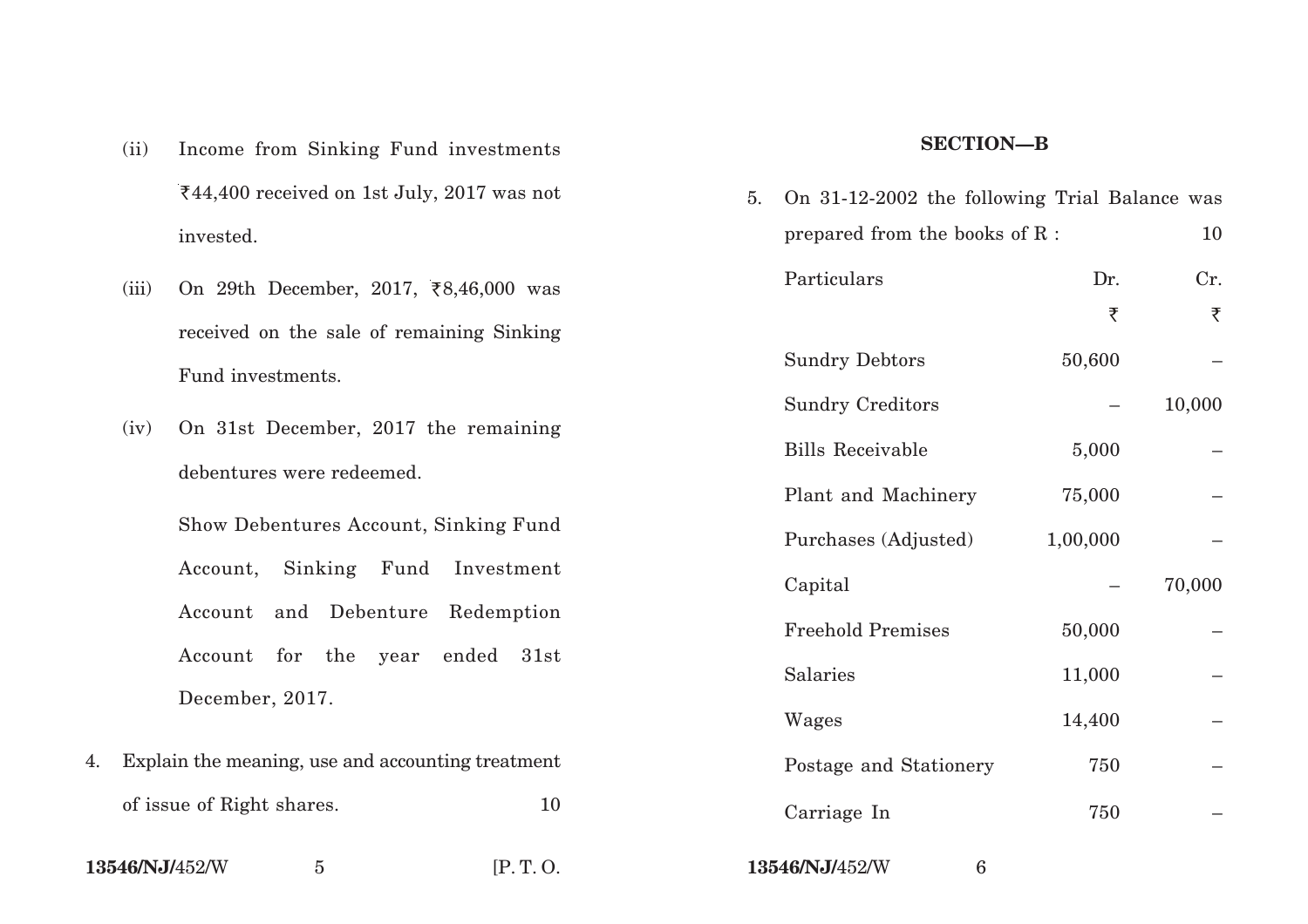(ii) Income from Sinking Fund investments ₹44,400 received on 1st July, 2017 was not invested.

(iii) On 29th December, 2017, ₹8,46,000 was received on the sale of remaining Sinking Fund investments.

(iv) On 31st December, 2017 the remaining debentures were redeemed.

Show Debentures Account, Sinking Fund Account, Sinking Fund Investment Account and Debenture Redemption Account for the year ended 31st December, 2017.

4. Explain the meaning, use and accounting treatment of issue of Right shares. 10

## SECTION—B

5. On 31-12-2002 the following Trial Balance was prepared from the books of R : 10

| Particulars | Dr. ₹ | Cr. ₹ |
|---|---|---|
| Sundry Debtors | 50,600 | – |
| Sundry Creditors | – | 10,000 |
| Bills Receivable | 5,000 | – |
| Plant and Machinery | 75,000 | – |
| Purchases (Adjusted) | 1,00,000 | – |
| Capital | – | 70,000 |
| Freehold Premises | 50,000 | – |
| Salaries | 11,000 | – |
| Wages | 14,400 | – |
| Postage and Stationery | 750 | – |
| Carriage In | 750 | – |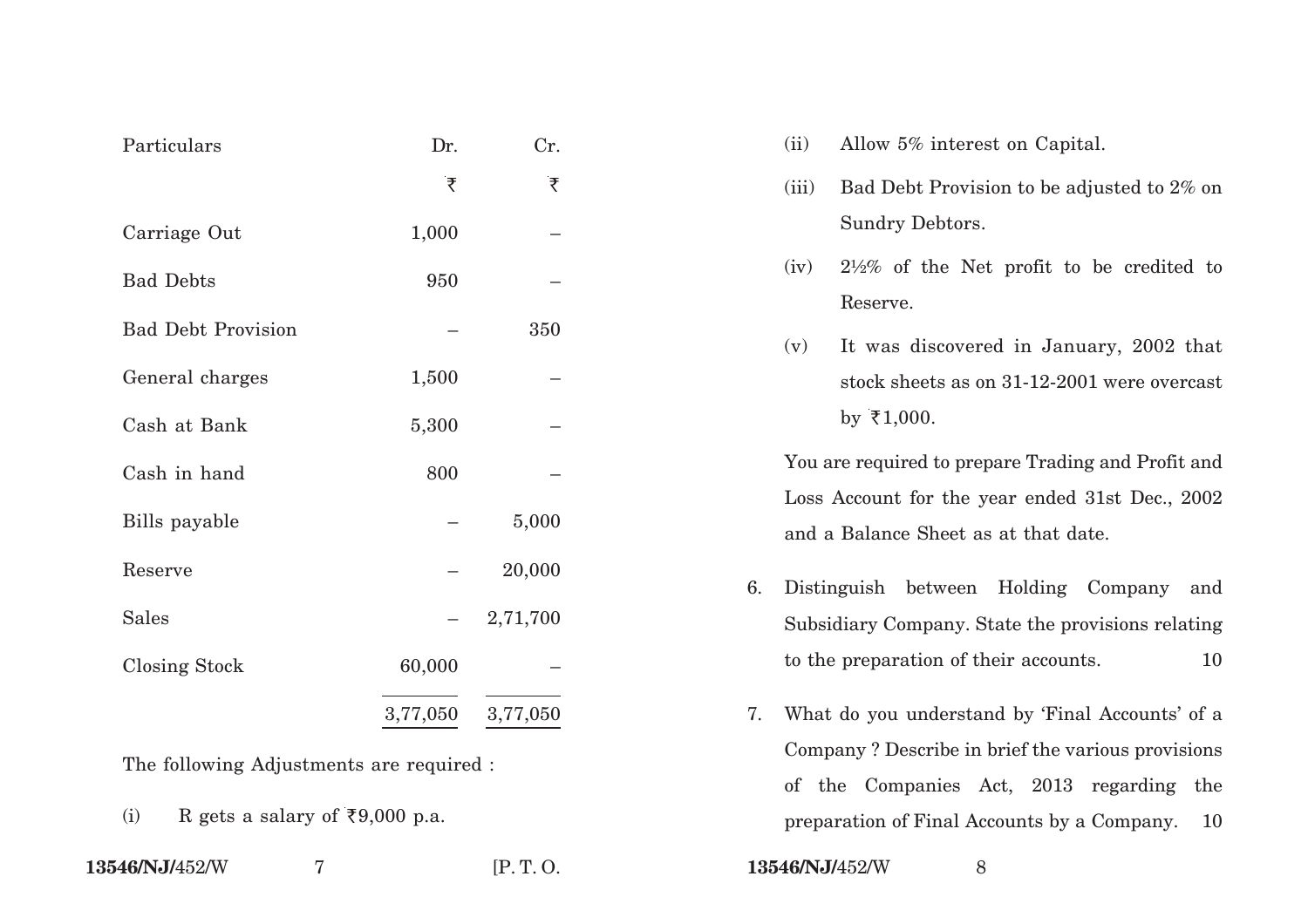| Particulars | Dr. | Cr. |
|---|---|---|
| | ₹ | ₹ |
| Carriage Out | 1,000 | – |
| Bad Debts | 950 | – |
| Bad Debt Provision | – | 350 |
| General charges | 1,500 | – |
| Cash at Bank | 5,300 | – |
| Cash in hand | 800 | – |
| Bills payable | – | 5,000 |
| Reserve | – | 20,000 |
| Sales | – | 2,71,700 |
| Closing Stock | 60,000 | – |
| | 3,77,050 | 3,77,050 |

The following Adjustments are required :

(i) R gets a salary of ₹9,000 p.a.

(ii) Allow 5% interest on Capital.

(iii) Bad Debt Provision to be adjusted to 2% on Sundry Debtors.

(iv) 2½% of the Net profit to be credited to Reserve.

(v) It was discovered in January, 2002 that stock sheets as on 31-12-2001 were overcast by ₹1,000.

You are required to prepare Trading and Profit and Loss Account for the year ended 31st Dec., 2002 and a Balance Sheet as at that date.

6. Distinguish between Holding Company and Subsidiary Company. State the provisions relating to the preparation of their accounts. 10

7. What do you understand by 'Final Accounts' of a Company ? Describe in brief the various provisions of the Companies Act, 2013 regarding the preparation of Final Accounts by a Company. 10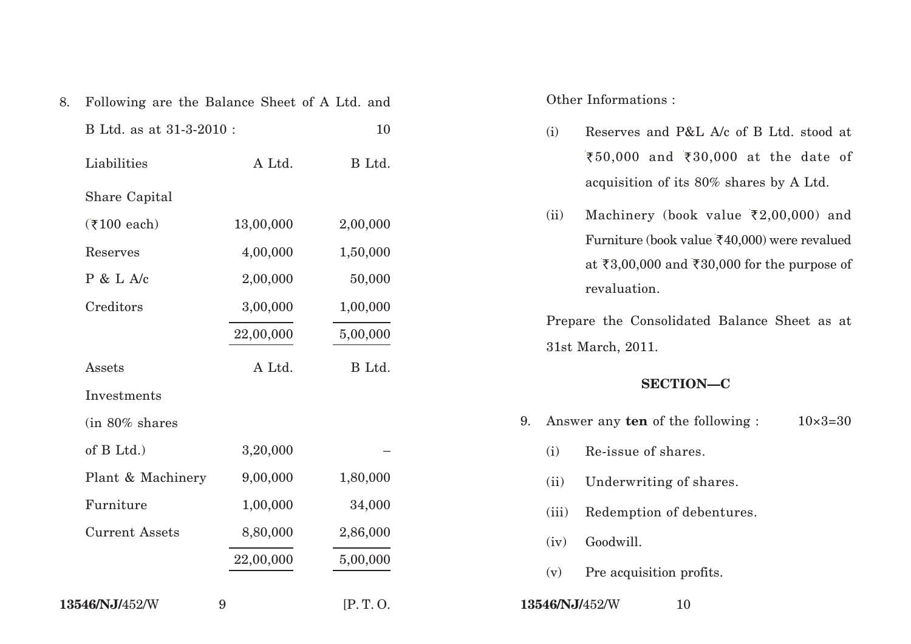8. Following are the Balance Sheet of A Ltd. and B Ltd. as at 31-3-2010 : 10

| Liabilities | A Ltd. | B Ltd. |
|---|---|---|
| Share Capital | | |
| (₹100 each) | 13,00,000 | 2,00,000 |
| Reserves | 4,00,000 | 1,50,000 |
| P & L A/c | 2,00,000 | 50,000 |
| Creditors | 3,00,000 | 1,00,000 |
| | 22,00,000 | 5,00,000 |

| Assets | A Ltd. | B Ltd. |
|---|---|---|
| Investments | | |
| (in 80% shares | | |
| of B Ltd.) | 3,20,000 | – |
| Plant & Machinery | 9,00,000 | 1,80,000 |
| Furniture | 1,00,000 | 34,000 |
| Current Assets | 8,80,000 | 2,86,000 |
| | 22,00,000 | 5,00,000 |

Other Informations :

(i) Reserves and P&L A/c of B Ltd. stood at ₹50,000 and ₹30,000 at the date of acquisition of its 80% shares by A Ltd.

(ii) Machinery (book value ₹2,00,000) and Furniture (book value ₹40,000) were revalued at ₹3,00,000 and ₹30,000 for the purpose of revaluation.

Prepare the Consolidated Balance Sheet as at 31st March, 2011.

## SECTION—C

9. Answer any **ten** of the following : 10×3=30

(i) Re-issue of shares.

(ii) Underwriting of shares.

(iii) Redemption of debentures.

(iv) Goodwill.

(v) Pre acquisition profits.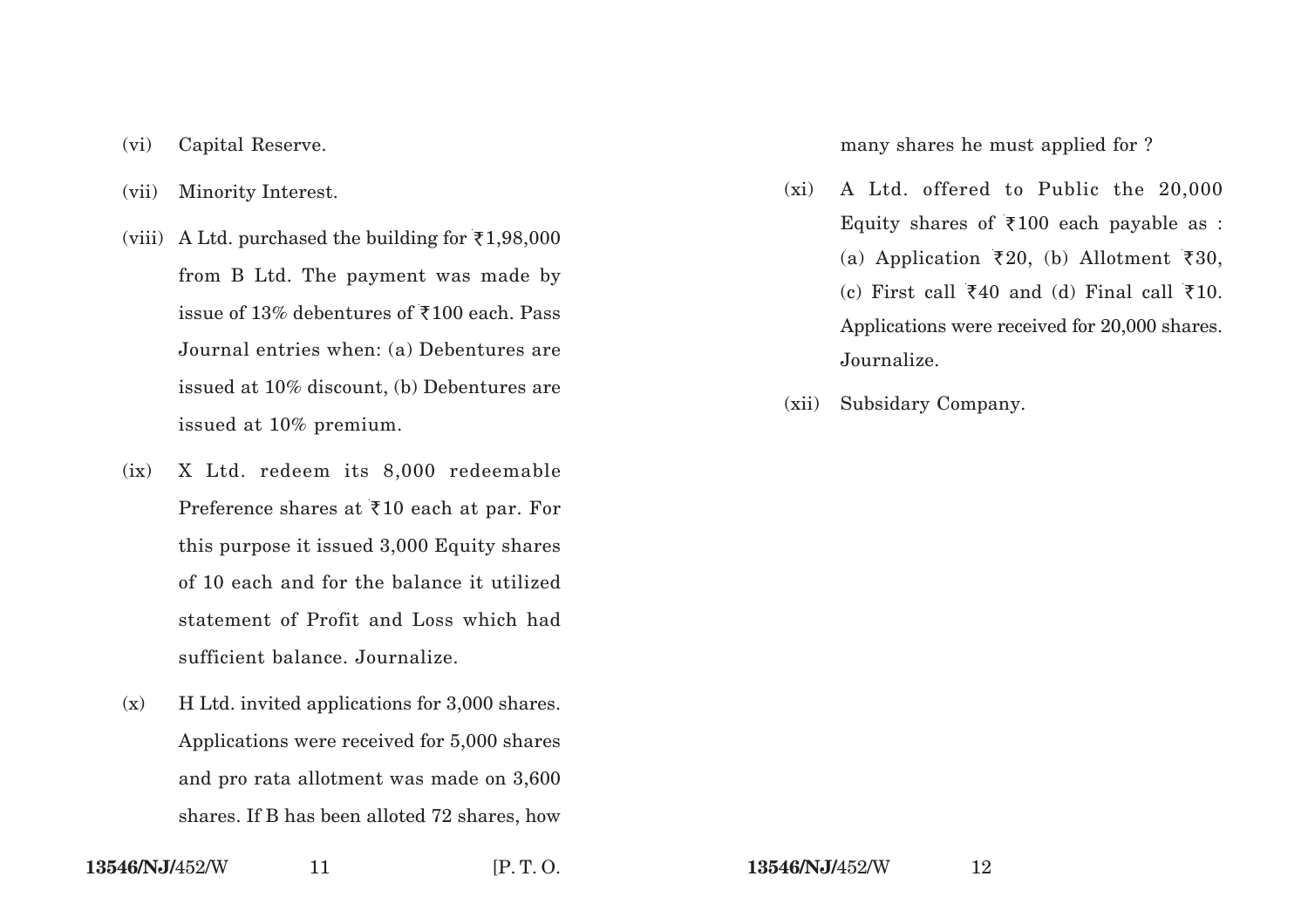(vi) Capital Reserve.

(vii) Minority Interest.

(viii) A Ltd. purchased the building for ₹1,98,000 from B Ltd. The payment was made by issue of 13% debentures of ₹100 each. Pass Journal entries when: (a) Debentures are issued at 10% discount, (b) Debentures are issued at 10% premium.

(ix) X Ltd. redeem its 8,000 redeemable Preference shares at ₹10 each at par. For this purpose it issued 3,000 Equity shares of 10 each and for the balance it utilized statement of Profit and Loss which had sufficient balance. Journalize.

(x) H Ltd. invited applications for 3,000 shares. Applications were received for 5,000 shares and pro rata allotment was made on 3,600 shares. If B has been alloted 72 shares, how many shares he must applied for ?

(xi) A Ltd. offered to Public the 20,000 Equity shares of ₹100 each payable as : (a) Application ₹20, (b) Allotment ₹30, (c) First call ₹40 and (d) Final call ₹10. Applications were received for 20,000 shares. Journalize.

(xii) Subsidary Company.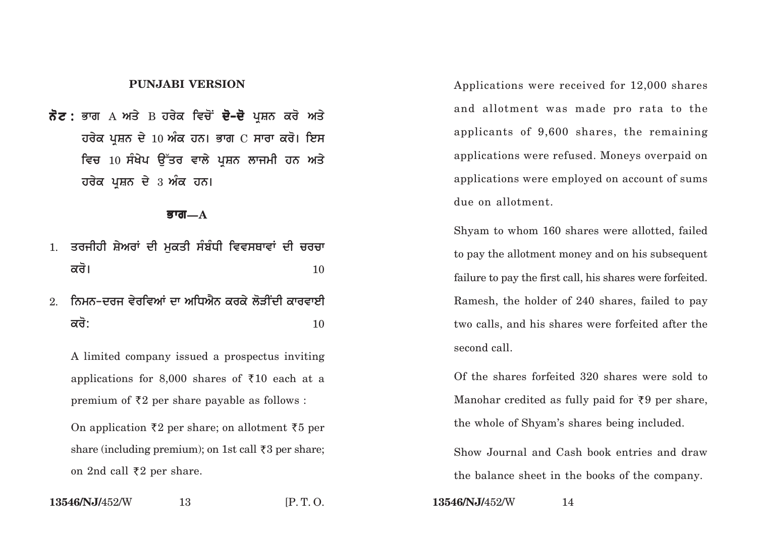**PUNJABI VERSION**

**ਨੋਟ :** ਭਾਗ A ਅਤੇ B ਹਰੇਕ ਵਿਚੋਂ **ਦੋ-ਦੋ** ਪ੍ਰਸ਼ਨ ਕਰੋ ਅਤੇ ਹਰੇਕ ਪ੍ਰਸ਼ਨ ਦੇ 10 ਅੰਕ ਹਨ। ਭਾਗ C ਸਾਰਾ ਕਰੋ। ਇਸ ਵਿਚ 10 ਸੰਖੇਪ ਉੱਤਰ ਵਾਲੇ ਪ੍ਰਸ਼ਨ ਲਾਜਮੀ ਹਨ ਅਤੇ ਹਰੇਕ ਪ੍ਰਸ਼ਨ ਦੇ 3 ਅੰਕ ਹਨ।

## ਭਾਗ—A

1. ਤਰਜੀਹੀ ਸ਼ੇਅਰਾਂ ਦੀ ਮੁਕਤੀ ਸੰਬੰਧੀ ਵਿਵਸਥਾਵਾਂ ਦੀ ਚਰਚਾ ਕਰੋ। 10

2. ਨਿਮਨ-ਦਰਜ ਵੇਰਵਿਆਂ ਦਾ ਅਧਿਐਨ ਕਰਕੇ ਲੋੜੀਂਦੀ ਕਾਰਵਾਈ ਕਰੋ: 10

   A limited company issued a prospectus inviting applications for 8,000 shares of ₹10 each at a premium of ₹2 per share payable as follows :

   On application ₹2 per share; on allotment ₹5 per share (including premium); on 1st call ₹3 per share; on 2nd call ₹2 per share.

   Applications were received for 12,000 shares and allotment was made pro rata to the applicants of 9,600 shares, the remaining applications were refused. Moneys overpaid on applications were employed on account of sums due on allotment.

   Shyam to whom 160 shares were allotted, failed to pay the allotment money and on his subsequent failure to pay the first call, his shares were forfeited. Ramesh, the holder of 240 shares, failed to pay two calls, and his shares were forfeited after the second call.

   Of the shares forfeited 320 shares were sold to Manohar credited as fully paid for ₹9 per share, the whole of Shyam's shares being included.

   Show Journal and Cash book entries and draw the balance sheet in the books of the company.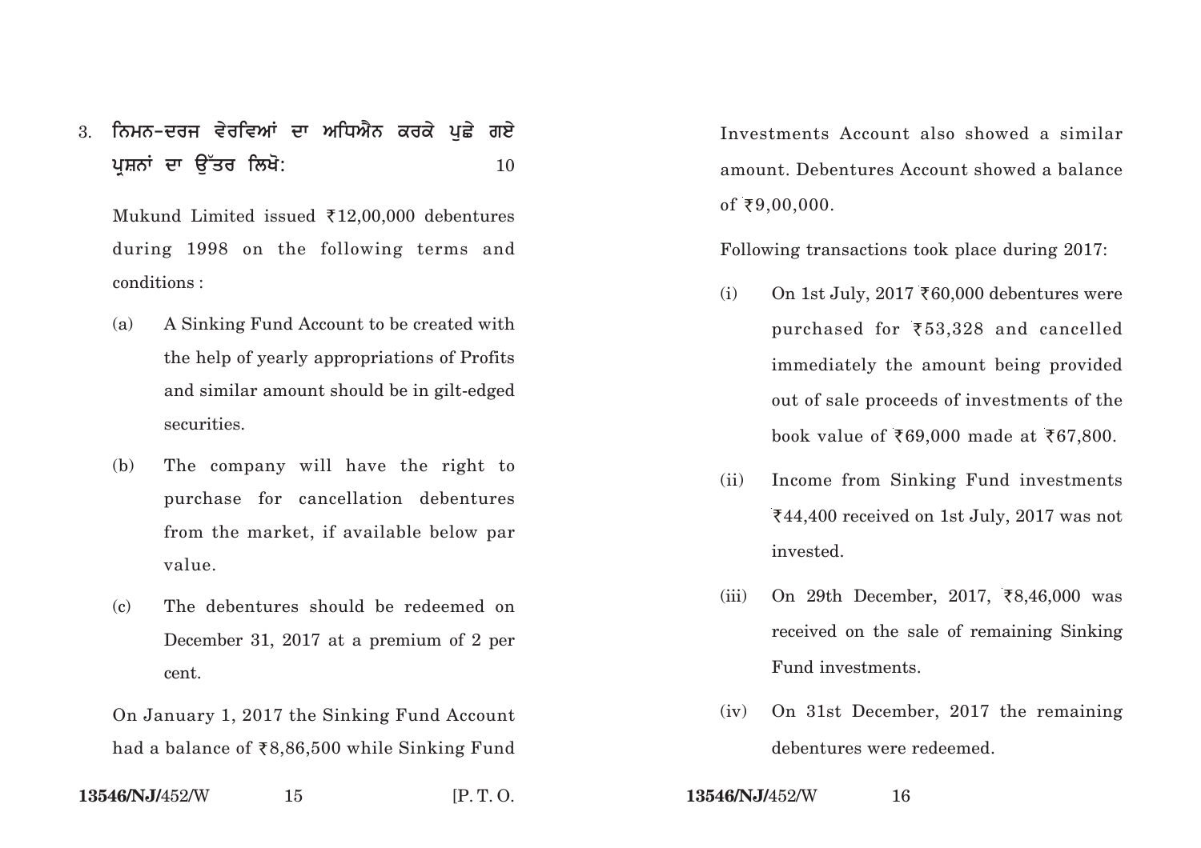3. ਨਿਮਨ-ਦਰਜ ਵੇਰਵਿਆਂ ਦਾ ਅਧਿਐਨ ਕਰਕੇ ਪੁਛੇ ਗਏ ਪ੍ਰਸ਼ਨਾਂ ਦਾ ਉੱਤਰ ਲਿਖੋ: 10

Mukund Limited issued ₹12,00,000 debentures during 1998 on the following terms and conditions :

(a) A Sinking Fund Account to be created with the help of yearly appropriations of Profits and similar amount should be in gilt-edged securities.

(b) The company will have the right to purchase for cancellation debentures from the market, if available below par value.

(c) The debentures should be redeemed on December 31, 2017 at a premium of 2 per cent.

On January 1, 2017 the Sinking Fund Account had a balance of ₹8,86,500 while Sinking Fund Investments Account also showed a similar amount. Debentures Account showed a balance of ₹9,00,000.

Following transactions took place during 2017:

(i) On 1st July, 2017 ₹60,000 debentures were purchased for ₹53,328 and cancelled immediately the amount being provided out of sale proceeds of investments of the book value of ₹69,000 made at ₹67,800.

(ii) Income from Sinking Fund investments ₹44,400 received on 1st July, 2017 was not invested.

(iii) On 29th December, 2017, ₹8,46,000 was received on the sale of remaining Sinking Fund investments.

(iv) On 31st December, 2017 the remaining debentures were redeemed.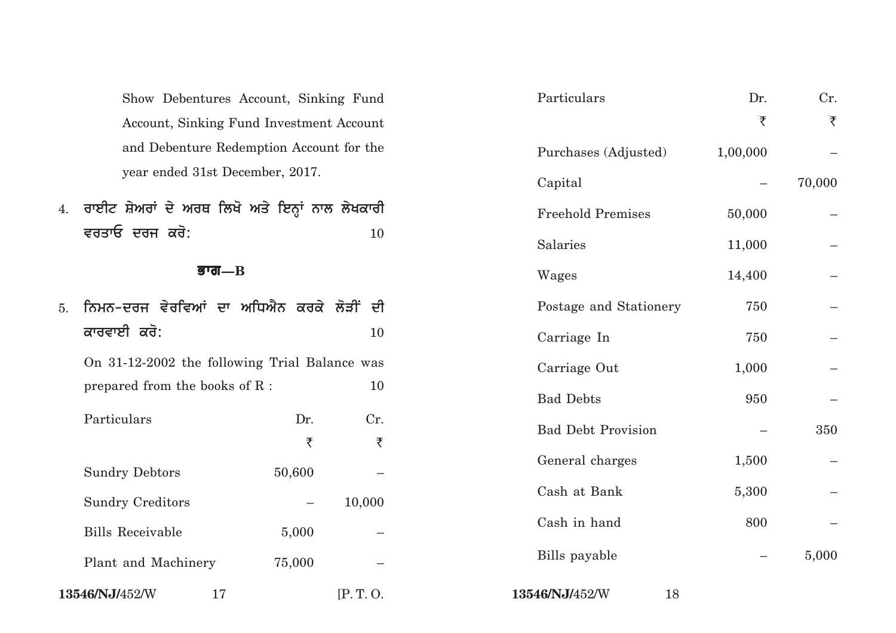Show Debentures Account, Sinking Fund Account, Sinking Fund Investment Account and Debenture Redemption Account for the year ended 31st December, 2017.

4. ਰਾਈਟ ਸ਼ੇਅਰਾਂ ਦੇ ਅਰਥ ਲਿਖੋ ਅਤੇ ਇਨ੍ਹਾਂ ਨਾਲ ਲੇਖਕਾਰੀ ਵਰਤਾਓ ਦਰਜ ਕਰੋ: 10

## ਭਾਗ—B

5. ਨਿਮਨ-ਦਰਜ ਵੇਰਵਿਆਂ ਦਾ ਅਧਿਐਨ ਕਰਕੇ ਲੋੜੀਂ ਦੀ ਕਾਰਵਾਈ ਕਰੋ: 10

On 31-12-2002 the following Trial Balance was prepared from the books of R : 10

| Particulars | Dr. ₹ | Cr. ₹ |
|---|---|---|
| Sundry Debtors | 50,600 | – |
| Sundry Creditors | – | 10,000 |
| Bills Receivable | 5,000 | – |
| Plant and Machinery | 75,000 | – |
| Purchases (Adjusted) | 1,00,000 | – |
| Capital | – | 70,000 |
| Freehold Premises | 50,000 | – |
| Salaries | 11,000 | – |
| Wages | 14,400 | – |
| Postage and Stationery | 750 | – |
| Carriage In | 750 | – |
| Carriage Out | 1,000 | – |
| Bad Debts | 950 | – |
| Bad Debt Provision | – | 350 |
| General charges | 1,500 | – |
| Cash at Bank | 5,300 | – |
| Cash in hand | 800 | – |
| Bills payable | – | 5,000 |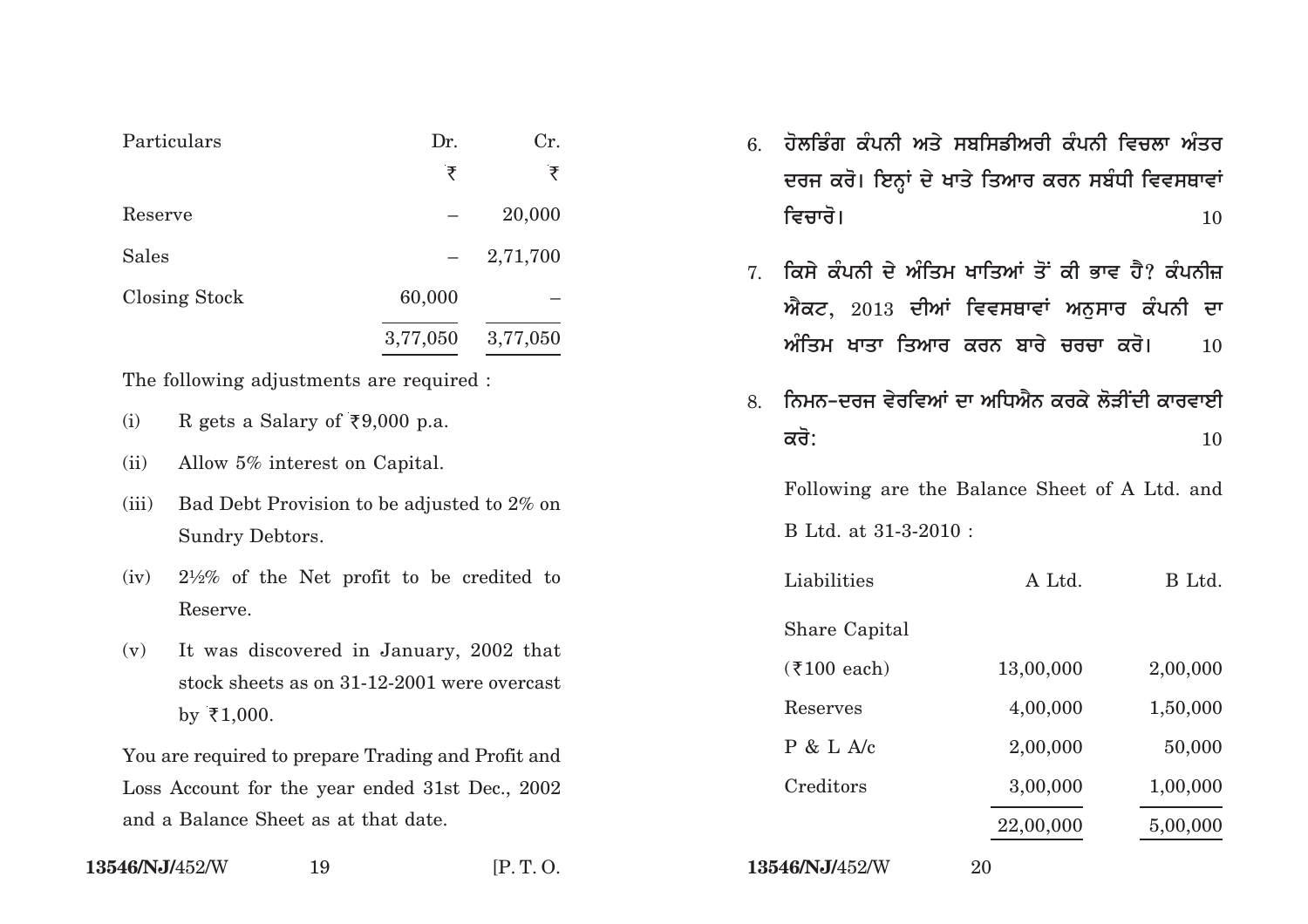| Particulars | Dr. | Cr. |
|---|---|---|
| | ₹ | ₹ |
| Reserve | – | 20,000 |
| Sales | – | 2,71,700 |
| Closing Stock | 60,000 | – |
| | 3,77,050 | 3,77,050 |

The following adjustments are required :

(i) R gets a Salary of ₹9,000 p.a.

(ii) Allow 5% interest on Capital.

(iii) Bad Debt Provision to be adjusted to 2% on Sundry Debtors.

(iv) 2½% of the Net profit to be credited to Reserve.

(v) It was discovered in January, 2002 that stock sheets as on 31-12-2001 were overcast by ₹1,000.

You are required to prepare Trading and Profit and Loss Account for the year ended 31st Dec., 2002 and a Balance Sheet as at that date.

6. ਹੋਲਡਿੰਗ ਕੰਪਨੀ ਅਤੇ ਸਬਸਿਡੀਅਰੀ ਕੰਪਨੀ ਵਿਚਲਾ ਅੰਤਰ ਦਰਜ ਕਰੋ। ਇਨ੍ਹਾਂ ਦੇ ਖਾਤੇ ਤਿਆਰ ਕਰਨ ਸਬੰਧੀ ਵਿਵਸਥਾਵਾਂ ਵਿਚਾਰੋ। 10

7. ਕਿਸੇ ਕੰਪਨੀ ਦੇ ਅੰਤਿਮ ਖਾਤਿਆਂ ਤੋਂ ਕੀ ਭਾਵ ਹੈ? ਕੰਪਨੀਜ਼ ਐਕਟ, 2013 ਦੀਆਂ ਵਿਵਸਥਾਵਾਂ ਅਨੁਸਾਰ ਕੰਪਨੀ ਦਾ ਅੰਤਿਮ ਖਾਤਾ ਤਿਆਰ ਕਰਨ ਬਾਰੇ ਚਰਚਾ ਕਰੋ। 10

8. ਨਿਮਨ-ਦਰਜ ਵੇਰਵਿਆਂ ਦਾ ਅਧਿਐਨ ਕਰਕੇ ਲੋੜੀਂਦੀ ਕਾਰਵਾਈ ਕਰੋ: 10

Following are the Balance Sheet of A Ltd. and B Ltd. at 31-3-2010 :

| Liabilities | A Ltd. | B Ltd. |
|---|---|---|
| Share Capital | | |
| (₹100 each) | 13,00,000 | 2,00,000 |
| Reserves | 4,00,000 | 1,50,000 |
| P & L A/c | 2,00,000 | 50,000 |
| Creditors | 3,00,000 | 1,00,000 |
| | 22,00,000 | 5,00,000 |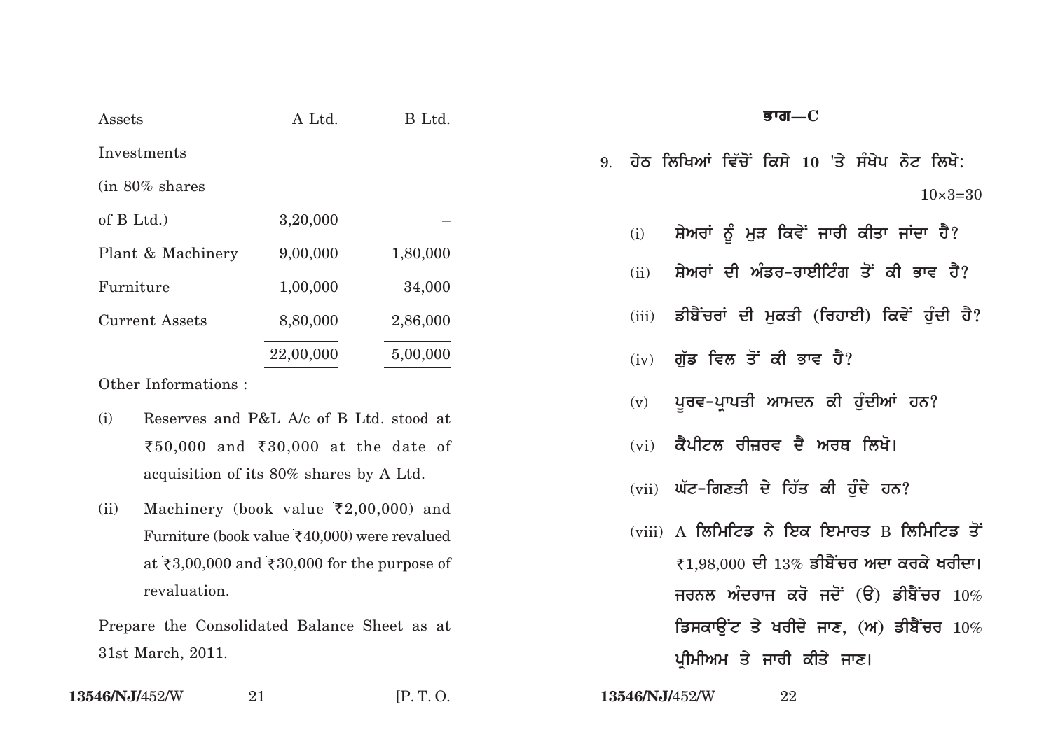| Assets | A Ltd. | B Ltd. |
|---|---|---|
| Investments (in 80% shares of B Ltd.) | 3,20,000 | – |
| Plant & Machinery | 9,00,000 | 1,80,000 |
| Furniture | 1,00,000 | 34,000 |
| Current Assets | 8,80,000 | 2,86,000 |
| | 22,00,000 | 5,00,000 |

Other Informations :

(i) Reserves and P&L A/c of B Ltd. stood at ₹50,000 and ₹30,000 at the date of acquisition of its 80% shares by A Ltd.

(ii) Machinery (book value ₹2,00,000) and Furniture (book value ₹40,000) were revalued at ₹3,00,000 and ₹30,000 for the purpose of revaluation.

Prepare the Consolidated Balance Sheet as at 31st March, 2011.

## ਭਾਗ—C

9. ਹੇਠ ਲਿਖਿਆਂ ਵਿੱਚੋਂ ਕਿਸੇ **10** 'ਤੇ ਸੰਖੇਪ ਨੋਟ ਲਿਖੋ: 10×3=30

   (i) ਸ਼ੇਅਰਾਂ ਨੂੰ ਮੁੜ ਕਿਵੇਂ ਜਾਰੀ ਕੀਤਾ ਜਾਂਦਾ ਹੈ?

   (ii) ਸ਼ੇਅਰਾਂ ਦੀ ਅੰਡਰ-ਰਾਈਟਿੰਗ ਤੋਂ ਕੀ ਭਾਵ ਹੈ?

   (iii) ਡੀਬੈਂਚਰਾਂ ਦੀ ਮੁਕਤੀ (ਰਿਹਾਈ) ਕਿਵੇਂ ਹੁੰਦੀ ਹੈ?

   (iv) ਗੁੱਡ ਵਿਲ ਤੋਂ ਕੀ ਭਾਵ ਹੈ?

   (v) ਪੂਰਵ-ਪ੍ਰਾਪਤੀ ਆਮਦਨ ਕੀ ਹੁੰਦੀਆਂ ਹਨ?

   (vi) ਕੈਪੀਟਲ ਰੀਜ਼ਰਵ ਦੇ ਅਰਥ ਲਿਖੋ।

   (vii) ਘੱਟ-ਗਿਣਤੀ ਦੇ ਹਿੱਤ ਕੀ ਹੁੰਦੇ ਹਨ?

   (viii) A ਲਿਮਿਟਿਡ ਨੇ ਇਕ ਇਮਾਰਤ B ਲਿਮਿਟਿਡ ਤੋਂ ₹1,98,000 ਦੀ 13% ਡੀਬੈਂਚਰ ਅਦਾ ਕਰਕੇ ਖਰੀਦਾ। ਜਰਨਲ ਅੰਦਰਾਜ ਕਰੋ ਜਦੋਂ (ੳ) ਡੀਬੈਂਚਰ 10% ਡਿਸਕਾਉਂਟ ਤੇ ਖਰੀਦੇ ਜਾਣ, (ਅ) ਡੀਬੈਂਚਰ 10% ਪ੍ਰੀਮੀਅਮ ਤੇ ਜਾਰੀ ਕੀਤੇ ਜਾਣ।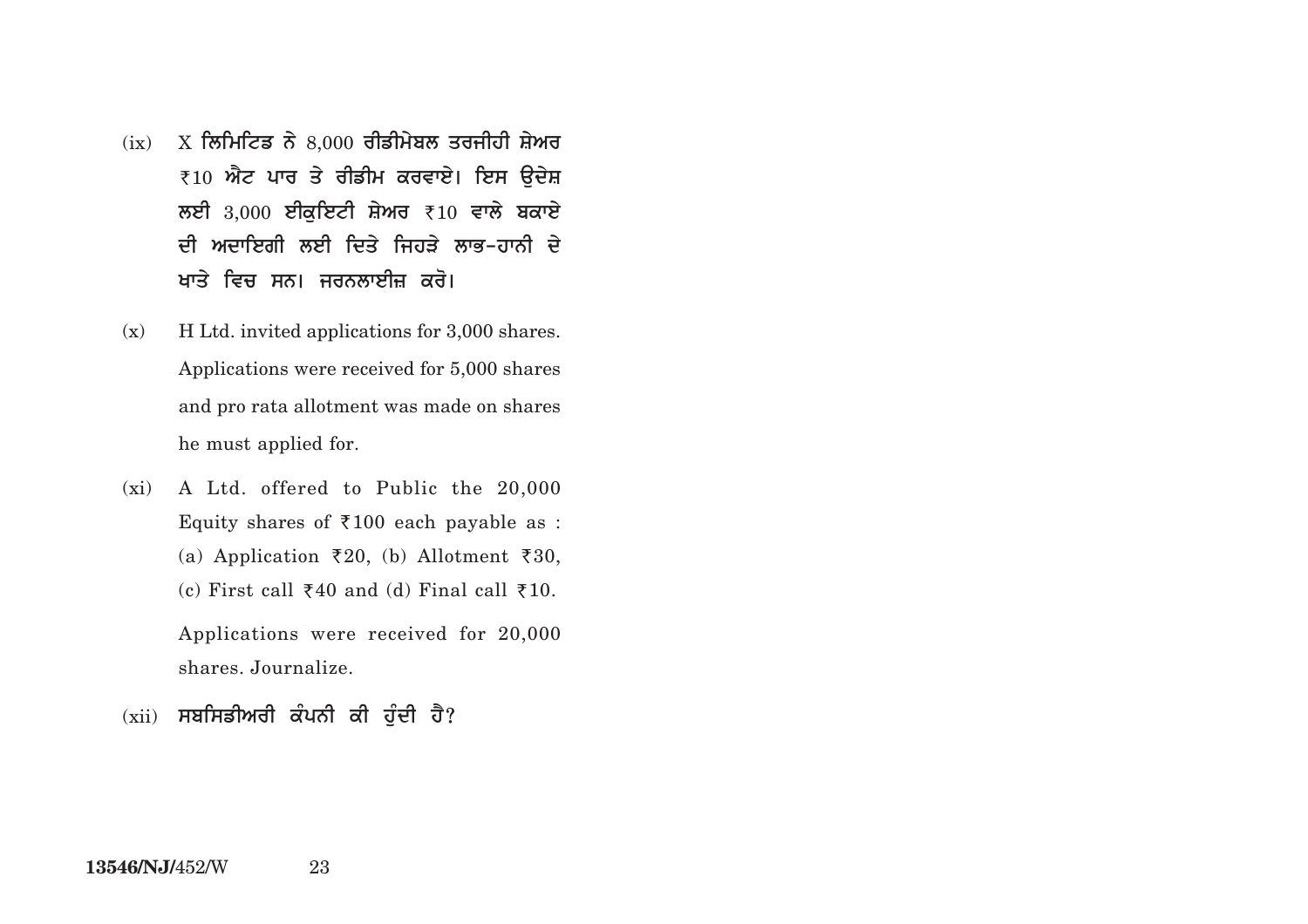(ix) X ਲਿਮਿਟਿਡ ਨੇ 8,000 ਰੀਡੀਮੇਬਲ ਤਰਜੀਹੀ ਸ਼ੇਅਰ ₹10 ਐਟ ਪਾਰ ਤੇ ਰੀਡੀਮ ਕਰਵਾਏ। ਇਸ ਉਦੇਸ਼ ਲਈ 3,000 ਈਕੁਇਟੀ ਸ਼ੇਅਰ ₹10 ਵਾਲੇ ਬਕਾਏ ਦੀ ਅਦਾਇਗੀ ਲਈ ਦਿਤੇ ਜਿਹੜੇ ਲਾਭ-ਹਾਨੀ ਦੇ ਖਾਤੇ ਵਿਚ ਸਨ। ਜਰਨਲਾਈਜ਼ ਕਰੋ।

(x) H Ltd. invited applications for 3,000 shares. Applications were received for 5,000 shares and pro rata allotment was made on shares he must applied for.

(xi) A Ltd. offered to Public the 20,000 Equity shares of ₹100 each payable as : (a) Application ₹20, (b) Allotment ₹30, (c) First call ₹40 and (d) Final call ₹10.

Applications were received for 20,000 shares. Journalize.

(xii) ਸਬਸਿਡੀਅਰੀ ਕੰਪਨੀ ਕੀ ਹੁੰਦੀ ਹੈ?